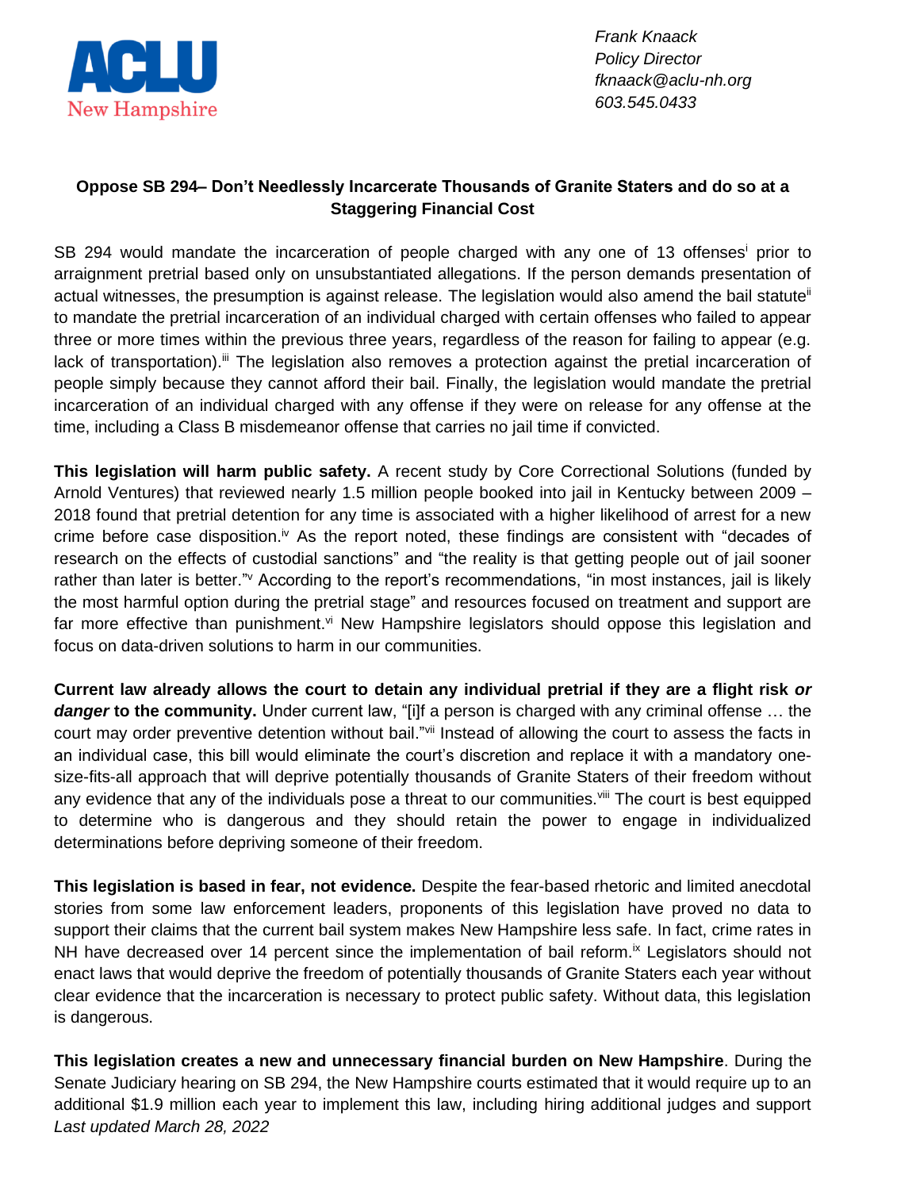ACLU New Hampshire

*Frank Knaack*
*Policy Director*
*fknaack@aclu-nh.org*
*603.545.0433*

**Oppose SB 294– Don't Needlessly Incarcerate Thousands of Granite Staters and do so at a Staggering Financial Cost**

SB 294 would mandate the incarceration of people charged with any one of 13 offenses[i] prior to arraignment pretrial based only on unsubstantiated allegations. If the person demands presentation of actual witnesses, the presumption is against release. The legislation would also amend the bail statute[ii] to mandate the pretrial incarceration of an individual charged with certain offenses who failed to appear three or more times within the previous three years, regardless of the reason for failing to appear (e.g. lack of transportation).[iii] The legislation also removes a protection against the pretial incarceration of people simply because they cannot afford their bail. Finally, the legislation would mandate the pretrial incarceration of an individual charged with any offense if they were on release for any offense at the time, including a Class B misdemeanor offense that carries no jail time if convicted.

**This legislation will harm public safety.** A recent study by Core Correctional Solutions (funded by Arnold Ventures) that reviewed nearly 1.5 million people booked into jail in Kentucky between 2009 – 2018 found that pretrial detention for any time is associated with a higher likelihood of arrest for a new crime before case disposition.[iv] As the report noted, these findings are consistent with "decades of research on the effects of custodial sanctions" and "the reality is that getting people out of jail sooner rather than later is better."[v] According to the report's recommendations, "in most instances, jail is likely the most harmful option during the pretrial stage" and resources focused on treatment and support are far more effective than punishment.[vi] New Hampshire legislators should oppose this legislation and focus on data-driven solutions to harm in our communities.

**Current law already allows the court to detain any individual pretrial if they are a flight risk *or danger* to the community.** Under current law, "[i]f a person is charged with any criminal offense … the court may order preventive detention without bail."[vii] Instead of allowing the court to assess the facts in an individual case, this bill would eliminate the court's discretion and replace it with a mandatory one-size-fits-all approach that will deprive potentially thousands of Granite Staters of their freedom without any evidence that any of the individuals pose a threat to our communities.[viii] The court is best equipped to determine who is dangerous and they should retain the power to engage in individualized determinations before depriving someone of their freedom.

**This legislation is based in fear, not evidence.** Despite the fear-based rhetoric and limited anecdotal stories from some law enforcement leaders, proponents of this legislation have proved no data to support their claims that the current bail system makes New Hampshire less safe. In fact, crime rates in NH have decreased over 14 percent since the implementation of bail reform.[ix] Legislators should not enact laws that would deprive the freedom of potentially thousands of Granite Staters each year without clear evidence that the incarceration is necessary to protect public safety. Without data, this legislation is dangerous.

**This legislation creates a new and unnecessary financial burden on New Hampshire**. During the Senate Judiciary hearing on SB 294, the New Hampshire courts estimated that it would require up to an additional $1.9 million each year to implement this law, including hiring additional judges and support

*Last updated March 28, 2022*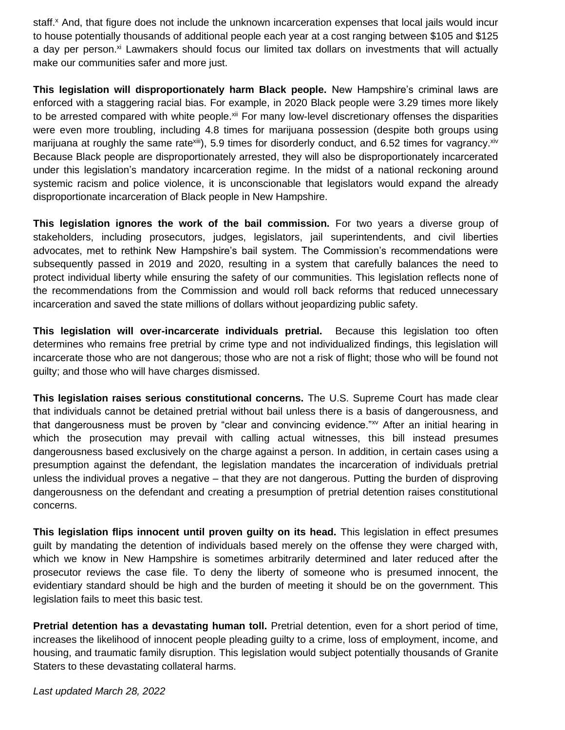staff.[x] And, that figure does not include the unknown incarceration expenses that local jails would incur to house potentially thousands of additional people each year at a cost ranging between $105 and $125 a day per person.[xi] Lawmakers should focus our limited tax dollars on investments that will actually make our communities safer and more just.

**This legislation will disproportionately harm Black people.** New Hampshire's criminal laws are enforced with a staggering racial bias. For example, in 2020 Black people were 3.29 times more likely to be arrested compared with white people.[xii] For many low-level discretionary offenses the disparities were even more troubling, including 4.8 times for marijuana possession (despite both groups using marijuana at roughly the same rate[xiii]), 5.9 times for disorderly conduct, and 6.52 times for vagrancy.[xiv] Because Black people are disproportionately arrested, they will also be disproportionately incarcerated under this legislation's mandatory incarceration regime. In the midst of a national reckoning around systemic racism and police violence, it is unconscionable that legislators would expand the already disproportionate incarceration of Black people in New Hampshire.

**This legislation ignores the work of the bail commission.** For two years a diverse group of stakeholders, including prosecutors, judges, legislators, jail superintendents, and civil liberties advocates, met to rethink New Hampshire's bail system. The Commission's recommendations were subsequently passed in 2019 and 2020, resulting in a system that carefully balances the need to protect individual liberty while ensuring the safety of our communities. This legislation reflects none of the recommendations from the Commission and would roll back reforms that reduced unnecessary incarceration and saved the state millions of dollars without jeopardizing public safety.

**This legislation will over-incarcerate individuals pretrial.** Because this legislation too often determines who remains free pretrial by crime type and not individualized findings, this legislation will incarcerate those who are not dangerous; those who are not a risk of flight; those who will be found not guilty; and those who will have charges dismissed.

**This legislation raises serious constitutional concerns.** The U.S. Supreme Court has made clear that individuals cannot be detained pretrial without bail unless there is a basis of dangerousness, and that dangerousness must be proven by "clear and convincing evidence."[xv] After an initial hearing in which the prosecution may prevail with calling actual witnesses, this bill instead presumes dangerousness based exclusively on the charge against a person. In addition, in certain cases using a presumption against the defendant, the legislation mandates the incarceration of individuals pretrial unless the individual proves a negative – that they are not dangerous. Putting the burden of disproving dangerousness on the defendant and creating a presumption of pretrial detention raises constitutional concerns.

**This legislation flips innocent until proven guilty on its head.** This legislation in effect presumes guilt by mandating the detention of individuals based merely on the offense they were charged with, which we know in New Hampshire is sometimes arbitrarily determined and later reduced after the prosecutor reviews the case file. To deny the liberty of someone who is presumed innocent, the evidentiary standard should be high and the burden of meeting it should be on the government. This legislation fails to meet this basic test.

**Pretrial detention has a devastating human toll.** Pretrial detention, even for a short period of time, increases the likelihood of innocent people pleading guilty to a crime, loss of employment, income, and housing, and traumatic family disruption. This legislation would subject potentially thousands of Granite Staters to these devastating collateral harms.

*Last updated March 28, 2022*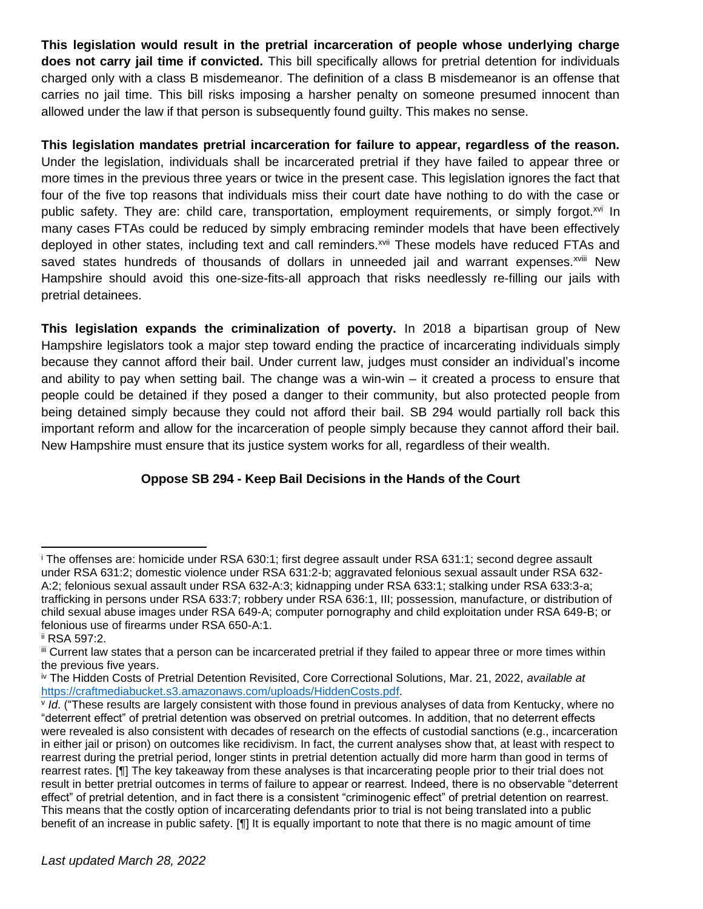**This legislation would result in the pretrial incarceration of people whose underlying charge does not carry jail time if convicted.** This bill specifically allows for pretrial detention for individuals charged only with a class B misdemeanor. The definition of a class B misdemeanor is an offense that carries no jail time. This bill risks imposing a harsher penalty on someone presumed innocent than allowed under the law if that person is subsequently found guilty. This makes no sense.

**This legislation mandates pretrial incarceration for failure to appear, regardless of the reason.** Under the legislation, individuals shall be incarcerated pretrial if they have failed to appear three or more times in the previous three years or twice in the present case. This legislation ignores the fact that four of the five top reasons that individuals miss their court date have nothing to do with the case or public safety. They are: child care, transportation, employment requirements, or simply forgot.[xvi] In many cases FTAs could be reduced by simply embracing reminder models that have been effectively deployed in other states, including text and call reminders.[xvii] These models have reduced FTAs and saved states hundreds of thousands of dollars in unneeded jail and warrant expenses.[xviii] New Hampshire should avoid this one-size-fits-all approach that risks needlessly re-filling our jails with pretrial detainees.

**This legislation expands the criminalization of poverty.** In 2018 a bipartisan group of New Hampshire legislators took a major step toward ending the practice of incarcerating individuals simply because they cannot afford their bail. Under current law, judges must consider an individual's income and ability to pay when setting bail. The change was a win-win – it created a process to ensure that people could be detained if they posed a danger to their community, but also protected people from being detained simply because they could not afford their bail. SB 294 would partially roll back this important reform and allow for the incarceration of people simply because they cannot afford their bail. New Hampshire must ensure that its justice system works for all, regardless of their wealth.

**Oppose SB 294 - Keep Bail Decisions in the Hands of the Court**

---

[i] The offenses are: homicide under RSA 630:1; first degree assault under RSA 631:1; second degree assault under RSA 631:2; domestic violence under RSA 631:2-b; aggravated felonious sexual assault under RSA 632-A:2; felonious sexual assault under RSA 632-A:3; kidnapping under RSA 633:1; stalking under RSA 633:3-a; trafficking in persons under RSA 633:7; robbery under RSA 636:1, III; possession, manufacture, or distribution of child sexual abuse images under RSA 649-A; computer pornography and child exploitation under RSA 649-B; or felonious use of firearms under RSA 650-A:1.

[ii] RSA 597:2.

[iii] Current law states that a person can be incarcerated pretrial if they failed to appear three or more times within the previous five years.

[iv] The Hidden Costs of Pretrial Detention Revisited, Core Correctional Solutions, Mar. 21, 2022, *available at* https://craftmediabucket.s3.amazonaws.com/uploads/HiddenCosts.pdf.

[v] *Id*. ("These results are largely consistent with those found in previous analyses of data from Kentucky, where no "deterrent effect" of pretrial detention was observed on pretrial outcomes. In addition, that no deterrent effects were revealed is also consistent with decades of research on the effects of custodial sanctions (e.g., incarceration in either jail or prison) on outcomes like recidivism. In fact, the current analyses show that, at least with respect to rearrest during the pretrial period, longer stints in pretrial detention actually did more harm than good in terms of rearrest rates. [¶] The key takeaway from these analyses is that incarcerating people prior to their trial does not result in better pretrial outcomes in terms of failure to appear or rearrest. Indeed, there is no observable "deterrent effect" of pretrial detention, and in fact there is a consistent "criminogenic effect" of pretrial detention on rearrest. This means that the costly option of incarcerating defendants prior to trial is not being translated into a public benefit of an increase in public safety. [¶] It is equally important to note that there is no magic amount of time

*Last updated March 28, 2022*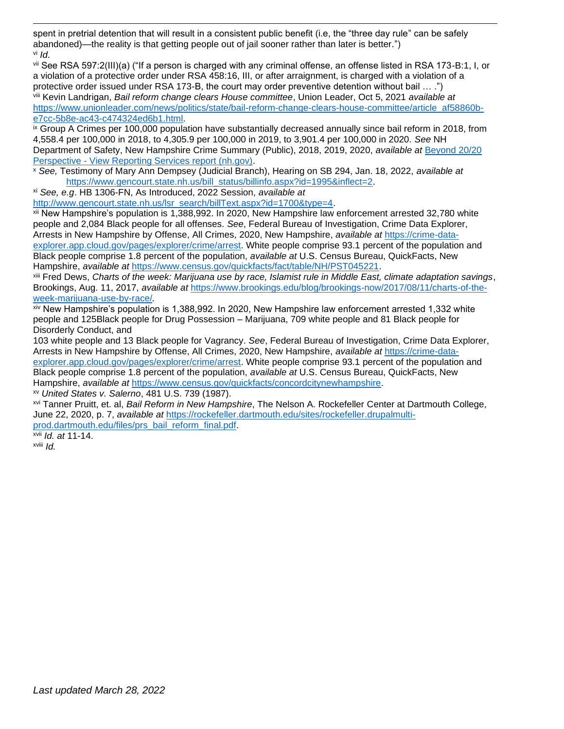spent in pretrial detention that will result in a consistent public benefit (i.e, the "three day rule" can be safely abandoned)—the reality is that getting people out of jail sooner rather than later is better.")

[vi] *Id*.

[vii] See RSA 597:2(III)(a) ("If a person is charged with any criminal offense, an offense listed in RSA 173-B:1, I, or a violation of a protective order under RSA 458:16, III, or after arraignment, is charged with a violation of a protective order issued under RSA 173-B, the court may order preventive detention without bail … .")

[viii] Kevin Landrigan, *Bail reform change clears House committee*, Union Leader, Oct 5, 2021 *available at* https://www.unionleader.com/news/politics/state/bail-reform-change-clears-house-committee/article_af58860b-e7cc-5b8e-ac43-c474324ed6b1.html.

[ix] Group A Crimes per 100,000 population have substantially decreased annually since bail reform in 2018, from 4,558.4 per 100,000 in 2018, to 4,305.9 per 100,000 in 2019, to 3,901.4 per 100,000 in 2020. *See* NH Department of Safety, New Hampshire Crime Summary (Public), 2018, 2019, 2020, *available at* Beyond 20/20 Perspective - View Reporting Services report (nh.gov).

[x] *See,* Testimony of Mary Ann Dempsey (Judicial Branch), Hearing on SB 294, Jan. 18, 2022, *available at* https://www.gencourt.state.nh.us/bill_status/billinfo.aspx?id=1995&inflect=2.

[xi] *See, e.g*. HB 1306-FN, As Introduced, 2022 Session, *available at* http://www.gencourt.state.nh.us/lsr_search/billText.aspx?id=1700&type=4.

[xii] New Hampshire's population is 1,388,992. In 2020, New Hampshire law enforcement arrested 32,780 white people and 2,084 Black people for all offenses. *See*, Federal Bureau of Investigation, Crime Data Explorer, Arrests in New Hampshire by Offense, All Crimes, 2020, New Hampshire, *available at* https://crime-data-explorer.app.cloud.gov/pages/explorer/crime/arrest. White people comprise 93.1 percent of the population and Black people comprise 1.8 percent of the population, *available at* U.S. Census Bureau, QuickFacts, New Hampshire, *available at* https://www.census.gov/quickfacts/fact/table/NH/PST045221.

[xiii] Fred Dews, *Charts of the week: Marijuana use by race, Islamist rule in Middle East, climate adaptation savings*, Brookings, Aug. 11, 2017, *available at* https://www.brookings.edu/blog/brookings-now/2017/08/11/charts-of-the-week-marijuana-use-by-race/.

[xiv] New Hampshire's population is 1,388,992. In 2020, New Hampshire law enforcement arrested 1,332 white people and 125Black people for Drug Possession – Marijuana, 709 white people and 81 Black people for Disorderly Conduct, and
103 white people and 13 Black people for Vagrancy. *See*, Federal Bureau of Investigation, Crime Data Explorer, Arrests in New Hampshire by Offense, All Crimes, 2020, New Hampshire, *available at* https://crime-data-explorer.app.cloud.gov/pages/explorer/crime/arrest. White people comprise 93.1 percent of the population and Black people comprise 1.8 percent of the population, *available at* U.S. Census Bureau, QuickFacts, New Hampshire, *available at* https://www.census.gov/quickfacts/concordcitynewhampshire.

[xv] *United States v. Salerno*, 481 U.S. 739 (1987).

[xvi] Tanner Pruitt, et. al, *Bail Reform in New Hampshire*, The Nelson A. Rockefeller Center at Dartmouth College, June 22, 2020, p. 7, *available at* https://rockefeller.dartmouth.edu/sites/rockefeller.drupalmulti-prod.dartmouth.edu/files/prs_bail_reform_final.pdf.

[xvii] *Id. at* 11-14.

[xviii] *Id.*

*Last updated March 28, 2022*